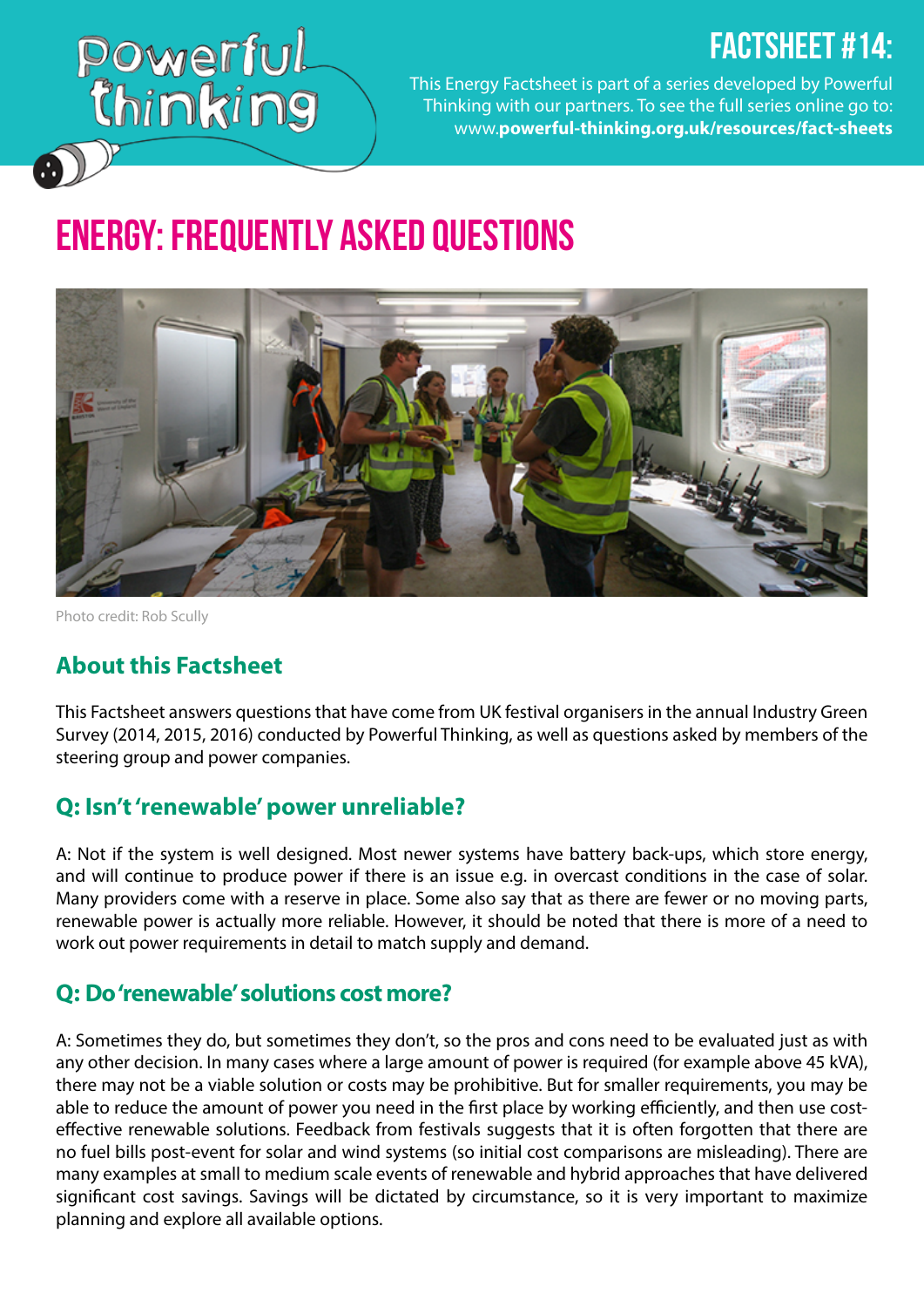# FACTSHEET #14:

This Energy Factsheet is part of a series developed by Powerful Thinking with our partners. To see the full series online go to: www.**powerful-thinking.org.uk/resources/fact-sheets**

# ENERGY: FREQUENTLY ASKED QUESTIONS

Photo credit: Rob Scully

## About this Factsheet

This Factsheet answers questions that have come from UK festival organisers in the annual Industry Green Survey (2014, 2015, 2016) conducted by Powerful Thinking, as well as questions asked by members of the steering group and power companies.

## Q: Isn't 'renewable' power unreliable?

A: Not if the system is well designed. Most newer systems have battery back-ups, which store energy, and will continue to produce power if there is an issue e.g. in overcast conditions in the case of solar. Many providers come with a reserve in place. Some also say that as there are fewer or no moving parts, renewable power is actually more reliable. However, it should be noted that there is more of a need to work out power requirements in detail to match supply and demand.

## Q: Do 'renewable' solutions cost more?

A: Sometimes they do, but sometimes they don't, so the pros and cons need to be evaluated just as with any other decision. In many cases where a large amount of power is required (for example above 45 kVA), there may not be a viable solution or costs may be prohibitive. But for smaller requirements, you may be able to reduce the amount of power you need in the first place by working efficiently, and then use cost-effective renewable solutions. Feedback from festivals suggests that it is often forgotten that there are no fuel bills post-event for solar and wind systems (so initial cost comparisons are misleading). There are many examples at small to medium scale events of renewable and hybrid approaches that have delivered significant cost savings. Savings will be dictated by circumstance, so it is very important to maximize planning and explore all available options.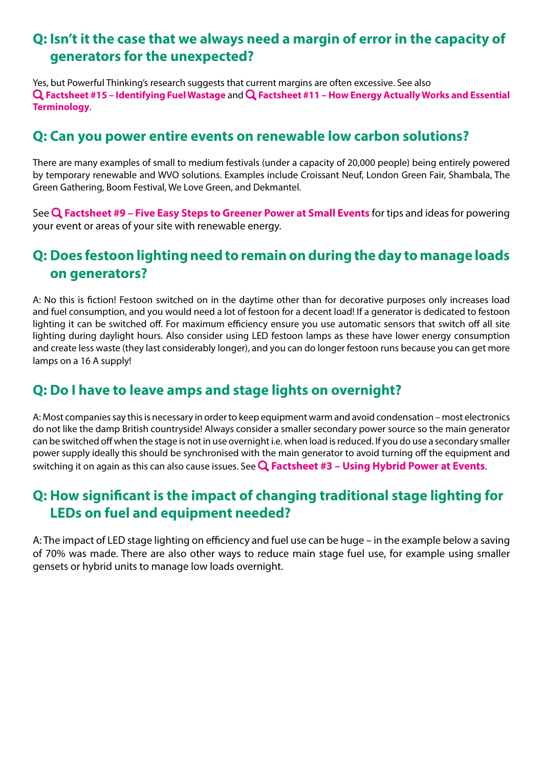## Q: Isn't it the case that we always need a margin of error in the capacity of generators for the unexpected?

Yes, but Powerful Thinking's research suggests that current margins are often excessive. See also **Factsheet #15 – Identifying Fuel Wastage** and **Factsheet #11 – How Energy Actually Works and Essential Terminology**.

## Q: Can you power entire events on renewable low carbon solutions?

There are many examples of small to medium festivals (under a capacity of 20,000 people) being entirely powered by temporary renewable and WVO solutions. Examples include Croissant Neuf, London Green Fair, Shambala, The Green Gathering, Boom Festival, We Love Green, and Dekmantel.

See **Factsheet #9 – Five Easy Steps to Greener Power at Small Events** for tips and ideas for powering your event or areas of your site with renewable energy.

## Q: Does festoon lighting need to remain on during the day to manage loads on generators?

A: No this is fiction! Festoon switched on in the daytime other than for decorative purposes only increases load and fuel consumption, and you would need a lot of festoon for a decent load! If a generator is dedicated to festoon lighting it can be switched off. For maximum efficiency ensure you use automatic sensors that switch off all site lighting during daylight hours. Also consider using LED festoon lamps as these have lower energy consumption and create less waste (they last considerably longer), and you can do longer festoon runs because you can get more lamps on a 16 A supply!

## Q: Do I have to leave amps and stage lights on overnight?

A: Most companies say this is necessary in order to keep equipment warm and avoid condensation – most electronics do not like the damp British countryside! Always consider a smaller secondary power source so the main generator can be switched off when the stage is not in use overnight i.e. when load is reduced. If you do use a secondary smaller power supply ideally this should be synchronised with the main generator to avoid turning off the equipment and switching it on again as this can also cause issues. See **Factsheet #3 – Using Hybrid Power at Events**.

## Q: How significant is the impact of changing traditional stage lighting for LEDs on fuel and equipment needed?

A: The impact of LED stage lighting on efficiency and fuel use can be huge – in the example below a saving of 70% was made. There are also other ways to reduce main stage fuel use, for example using smaller gensets or hybrid units to manage low loads overnight.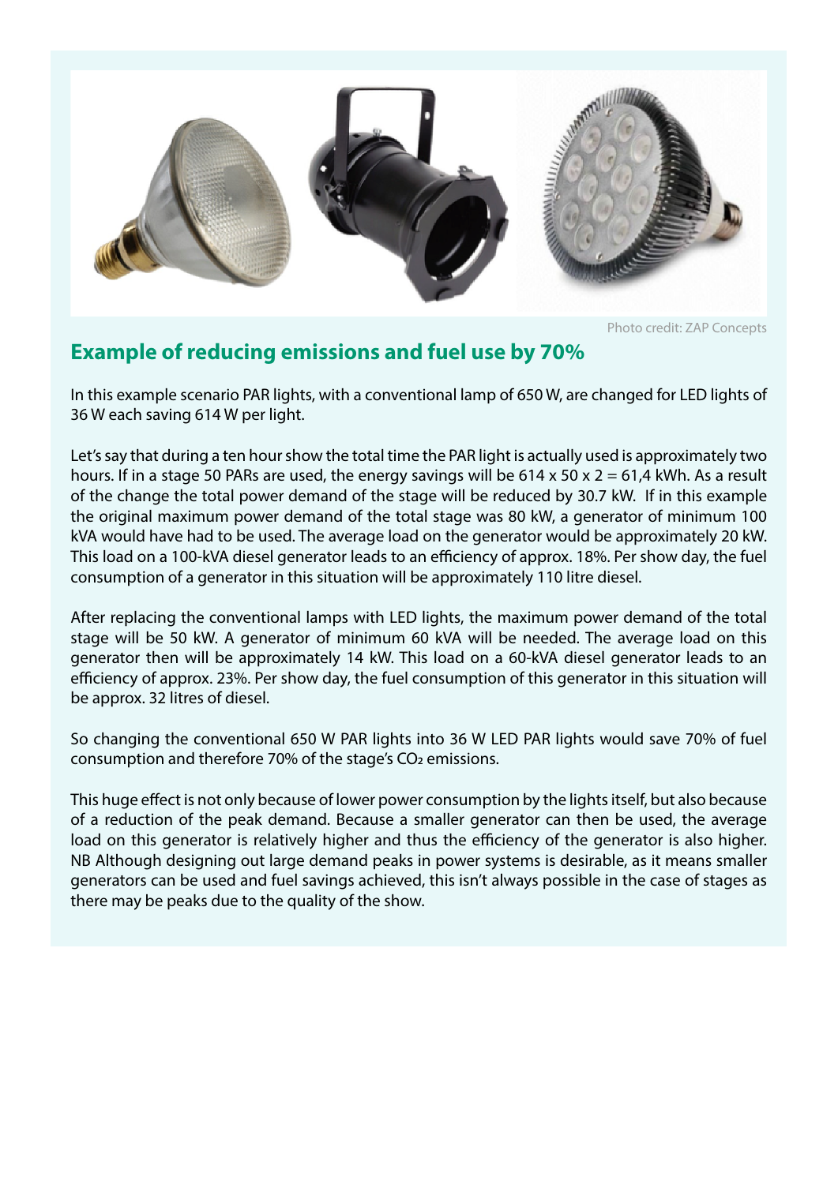Photo credit: ZAP Concepts

## Example of reducing emissions and fuel use by 70%

In this example scenario PAR lights, with a conventional lamp of 650 W, are changed for LED lights of 36 W each saving 614 W per light.

Let's say that during a ten hour show the total time the PAR light is actually used is approximately two hours. If in a stage 50 PARs are used, the energy savings will be 614 x 50 x 2 = 61,4 kWh. As a result of the change the total power demand of the stage will be reduced by 30.7 kW. If in this example the original maximum power demand of the total stage was 80 kW, a generator of minimum 100 kVA would have had to be used. The average load on the generator would be approximately 20 kW. This load on a 100-kVA diesel generator leads to an efficiency of approx. 18%. Per show day, the fuel consumption of a generator in this situation will be approximately 110 litre diesel.

After replacing the conventional lamps with LED lights, the maximum power demand of the total stage will be 50 kW. A generator of minimum 60 kVA will be needed. The average load on this generator then will be approximately 14 kW. This load on a 60-kVA diesel generator leads to an efficiency of approx. 23%. Per show day, the fuel consumption of this generator in this situation will be approx. 32 litres of diesel.

So changing the conventional 650 W PAR lights into 36 W LED PAR lights would save 70% of fuel consumption and therefore 70% of the stage's $CO_2$ emissions.

This huge effect is not only because of lower power consumption by the lights itself, but also because of a reduction of the peak demand. Because a smaller generator can then be used, the average load on this generator is relatively higher and thus the efficiency of the generator is also higher. NB Although designing out large demand peaks in power systems is desirable, as it means smaller generators can be used and fuel savings achieved, this isn't always possible in the case of stages as there may be peaks due to the quality of the show.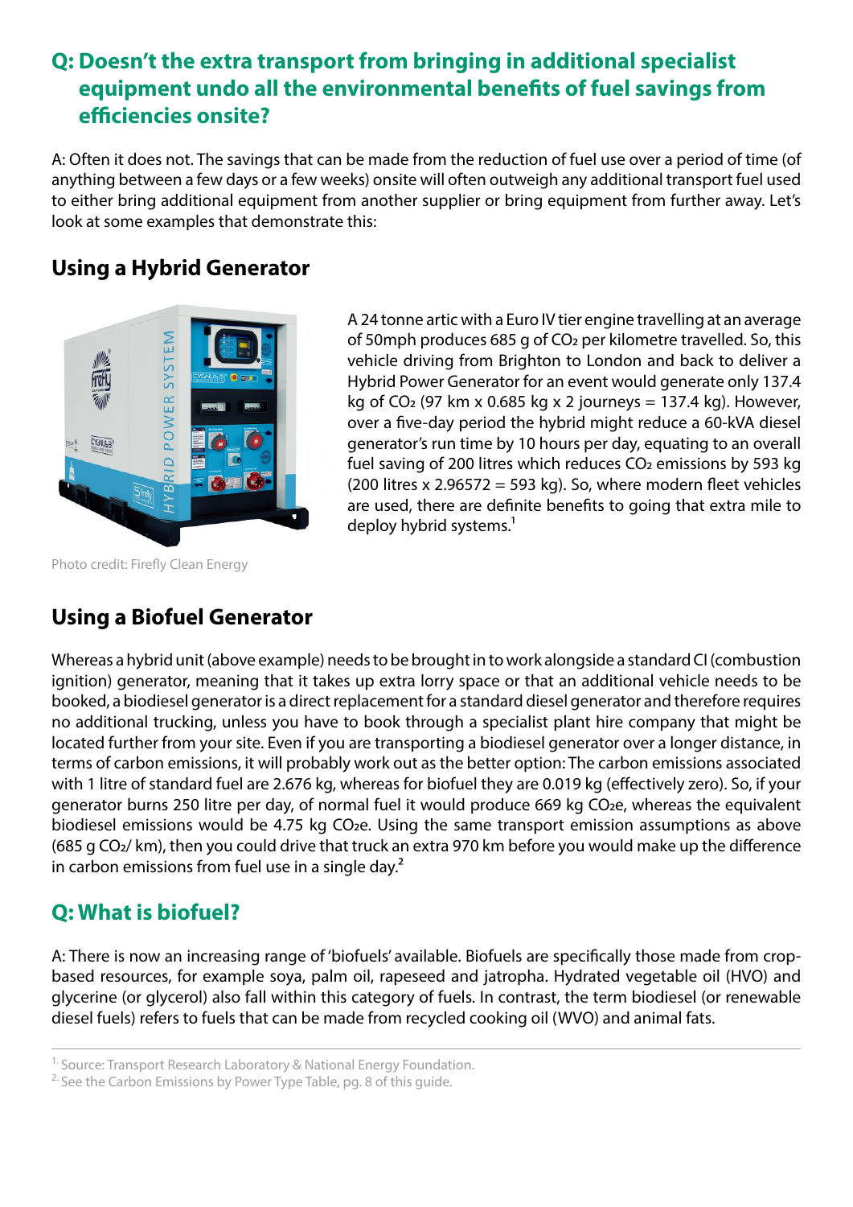## Q: Doesn't the extra transport from bringing in additional specialist equipment undo all the environmental benefits of fuel savings from efficiencies onsite?

A: Often it does not. The savings that can be made from the reduction of fuel use over a period of time (of anything between a few days or a few weeks) onsite will often outweigh any additional transport fuel used to either bring additional equipment from another supplier or bring equipment from further away. Let's look at some examples that demonstrate this:

### Using a Hybrid Generator

Photo credit: Firefly Clean Energy

A 24 tonne artic with a Euro IV tier engine travelling at an average of 50mph produces 685 g of $CO_2$ per kilometre travelled. So, this vehicle driving from Brighton to London and back to deliver a Hybrid Power Generator for an event would generate only 137.4 kg of $CO_2$ (97 km x 0.685 kg x 2 journeys = 137.4 kg). However, over a five-day period the hybrid might reduce a 60-kVA diesel generator's run time by 10 hours per day, equating to an overall fuel saving of 200 litres which reduces $CO_2$ emissions by 593 kg (200 litres x 2.96572 = 593 kg). So, where modern fleet vehicles are used, there are definite benefits to going that extra mile to deploy hybrid systems.[1]

### Using a Biofuel Generator

Whereas a hybrid unit (above example) needs to be brought in to work alongside a standard CI (combustion ignition) generator, meaning that it takes up extra lorry space or that an additional vehicle needs to be booked, a biodiesel generator is a direct replacement for a standard diesel generator and therefore requires no additional trucking, unless you have to book through a specialist plant hire company that might be located further from your site. Even if you are transporting a biodiesel generator over a longer distance, in terms of carbon emissions, it will probably work out as the better option: The carbon emissions associated with 1 litre of standard fuel are 2.676 kg, whereas for biofuel they are 0.019 kg (effectively zero). So, if your generator burns 250 litre per day, of normal fuel it would produce 669 kg $CO_2e$, whereas the equivalent biodiesel emissions would be 4.75 kg $CO_2e$. Using the same transport emission assumptions as above (685 g $CO_2$/ km), then you could drive that truck an extra 970 km before you would make up the difference in carbon emissions from fuel use in a single day.[2]

## Q: What is biofuel?

A: There is now an increasing range of 'biofuels' available. Biofuels are specifically those made from crop-based resources, for example soya, palm oil, rapeseed and jatropha. Hydrated vegetable oil (HVO) and glycerine (or glycerol) also fall within this category of fuels. In contrast, the term biodiesel (or renewable diesel fuels) refers to fuels that can be made from recycled cooking oil (WVO) and animal fats.

---

[1] Source: Transport Research Laboratory & National Energy Foundation.

[2] See the Carbon Emissions by Power Type Table, pg. 8 of this guide.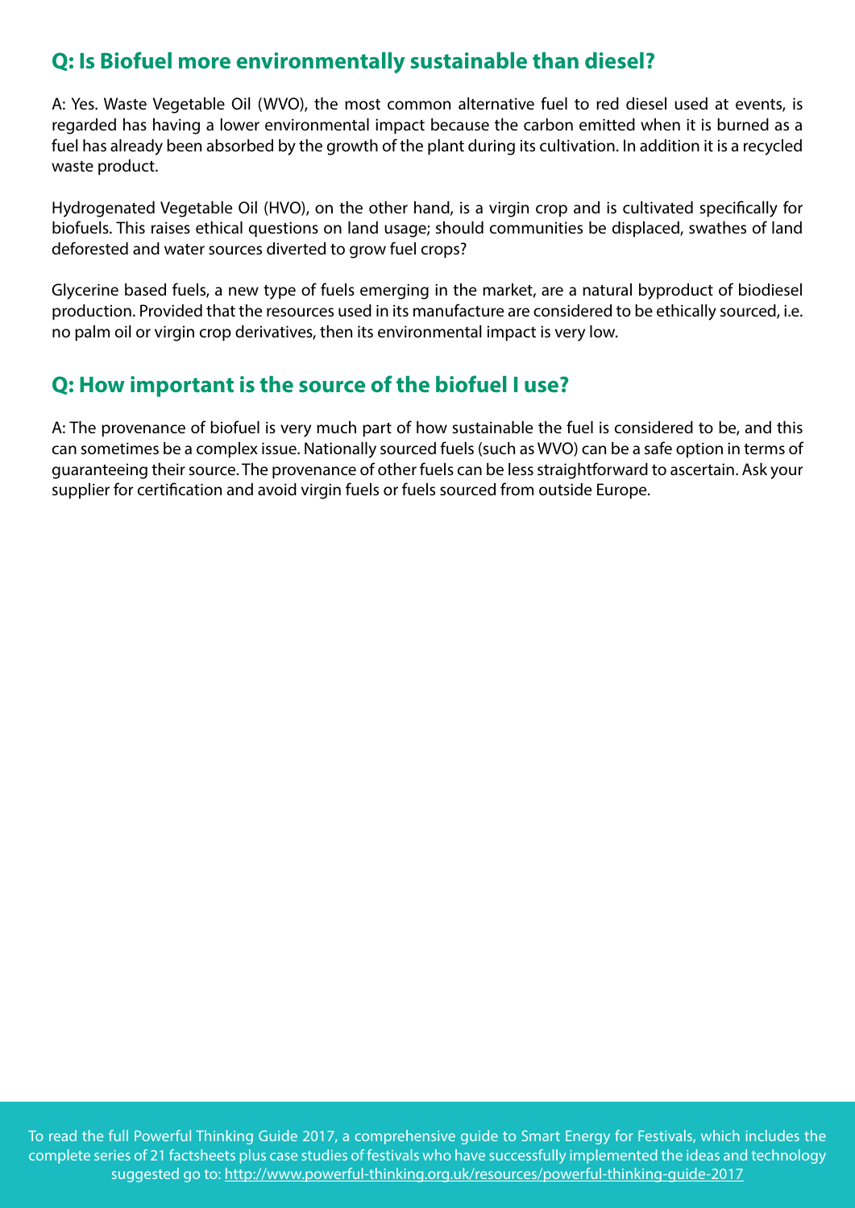## Q: Is Biofuel more environmentally sustainable than diesel?

A: Yes. Waste Vegetable Oil (WVO), the most common alternative fuel to red diesel used at events, is regarded has having a lower environmental impact because the carbon emitted when it is burned as a fuel has already been absorbed by the growth of the plant during its cultivation. In addition it is a recycled waste product.

Hydrogenated Vegetable Oil (HVO), on the other hand, is a virgin crop and is cultivated specifically for biofuels. This raises ethical questions on land usage; should communities be displaced, swathes of land deforested and water sources diverted to grow fuel crops?

Glycerine based fuels, a new type of fuels emerging in the market, are a natural byproduct of biodiesel production. Provided that the resources used in its manufacture are considered to be ethically sourced, i.e. no palm oil or virgin crop derivatives, then its environmental impact is very low.

## Q: How important is the source of the biofuel I use?

A: The provenance of biofuel is very much part of how sustainable the fuel is considered to be, and this can sometimes be a complex issue. Nationally sourced fuels (such as WVO) can be a safe option in terms of guaranteeing their source. The provenance of other fuels can be less straightforward to ascertain. Ask your supplier for certification and avoid virgin fuels or fuels sourced from outside Europe.

To read the full Powerful Thinking Guide 2017, a comprehensive guide to Smart Energy for Festivals, which includes the complete series of 21 factsheets plus case studies of festivals who have successfully implemented the ideas and technology suggested go to: http://www.powerful-thinking.org.uk/resources/powerful-thinking-guide-2017